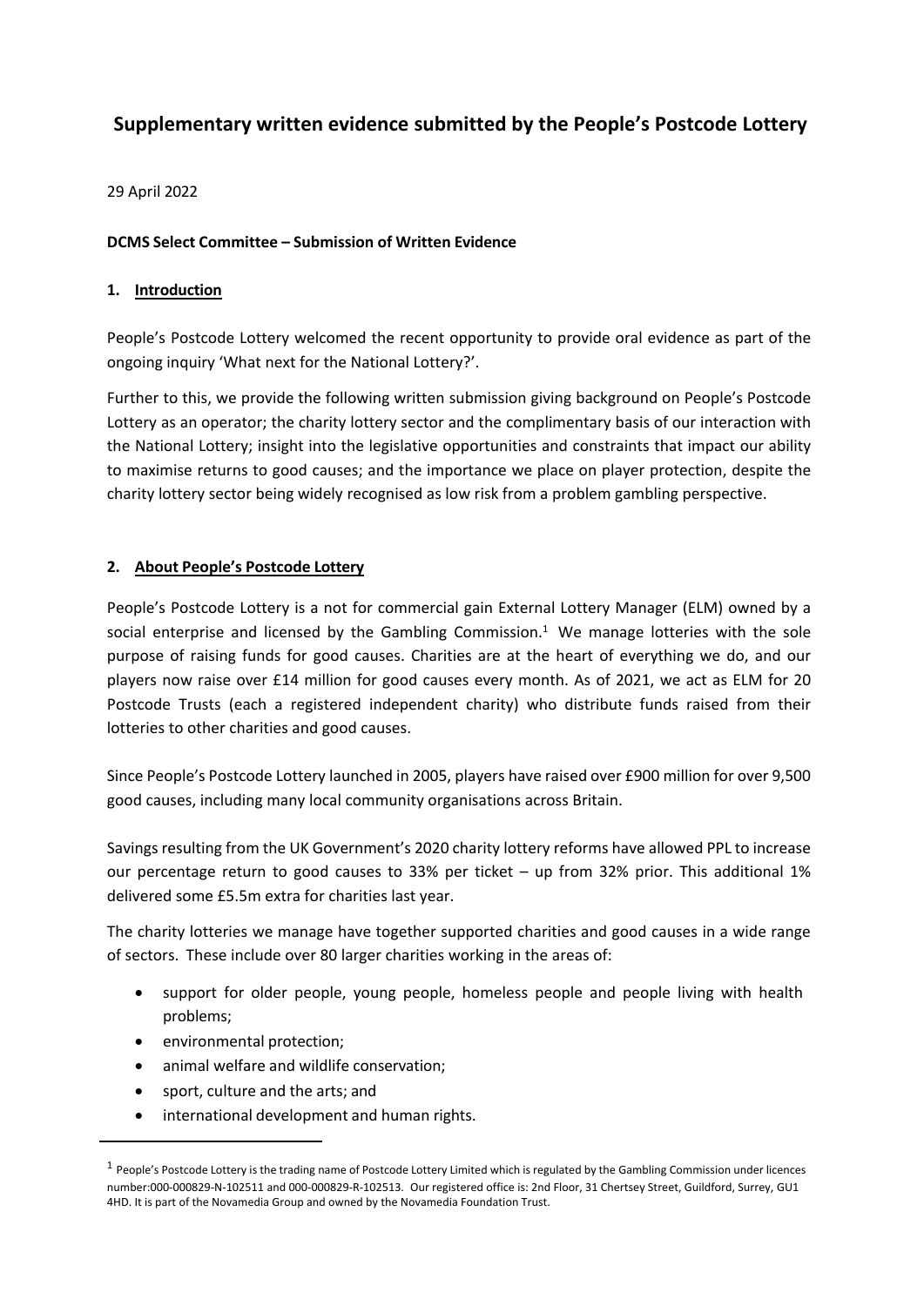# Supplementary written evidence submitted by the People's Postcode Lottery

29 April 2022

**DCMS Select Committee – Submission of Written Evidence**

## 1. Introduction

People's Postcode Lottery welcomed the recent opportunity to provide oral evidence as part of the ongoing inquiry 'What next for the National Lottery?'.

Further to this, we provide the following written submission giving background on People's Postcode Lottery as an operator; the charity lottery sector and the complimentary basis of our interaction with the National Lottery; insight into the legislative opportunities and constraints that impact our ability to maximise returns to good causes; and the importance we place on player protection, despite the charity lottery sector being widely recognised as low risk from a problem gambling perspective.

## 2. About People's Postcode Lottery

People's Postcode Lottery is a not for commercial gain External Lottery Manager (ELM) owned by a social enterprise and licensed by the Gambling Commission.[1] We manage lotteries with the sole purpose of raising funds for good causes. Charities are at the heart of everything we do, and our players now raise over £14 million for good causes every month. As of 2021, we act as ELM for 20 Postcode Trusts (each a registered independent charity) who distribute funds raised from their lotteries to other charities and good causes.

Since People's Postcode Lottery launched in 2005, players have raised over £900 million for over 9,500 good causes, including many local community organisations across Britain.

Savings resulting from the UK Government's 2020 charity lottery reforms have allowed PPL to increase our percentage return to good causes to 33% per ticket – up from 32% prior. This additional 1% delivered some £5.5m extra for charities last year.

The charity lotteries we manage have together supported charities and good causes in a wide range of sectors. These include over 80 larger charities working in the areas of:

- support for older people, young people, homeless people and people living with health problems;
- environmental protection;
- animal welfare and wildlife conservation;
- sport, culture and the arts; and
- international development and human rights.

[1] People's Postcode Lottery is the trading name of Postcode Lottery Limited which is regulated by the Gambling Commission under licences number:000-000829-N-102511 and 000-000829-R-102513. Our registered office is: 2nd Floor, 31 Chertsey Street, Guildford, Surrey, GU1 4HD. It is part of the Novamedia Group and owned by the Novamedia Foundation Trust.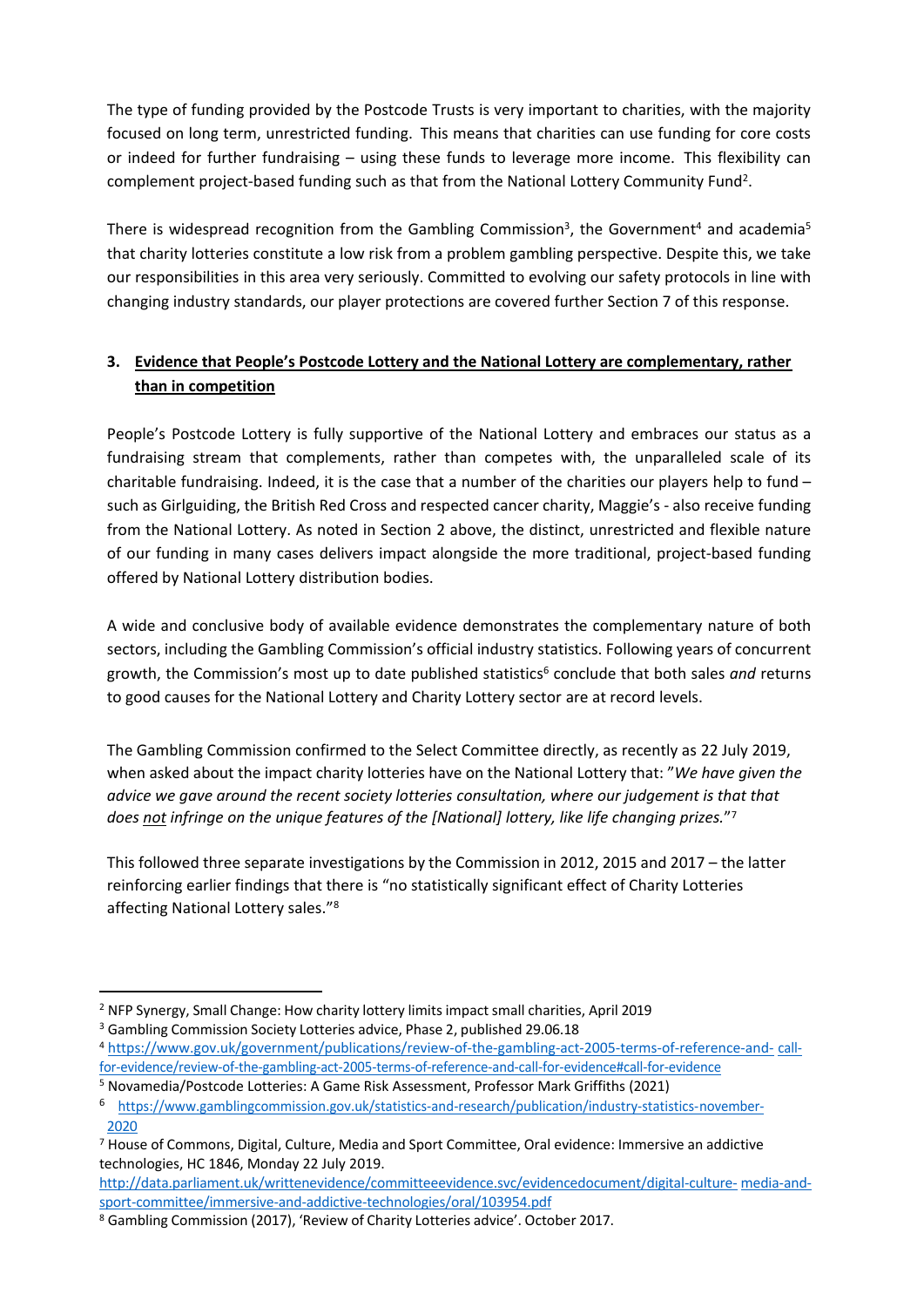The type of funding provided by the Postcode Trusts is very important to charities, with the majority focused on long term, unrestricted funding. This means that charities can use funding for core costs or indeed for further fundraising – using these funds to leverage more income. This flexibility can complement project-based funding such as that from the National Lottery Community Fund[2].

There is widespread recognition from the Gambling Commission[3], the Government[4] and academia[5] that charity lotteries constitute a low risk from a problem gambling perspective. Despite this, we take our responsibilities in this area very seriously. Committed to evolving our safety protocols in line with changing industry standards, our player protections are covered further Section 7 of this response.

## 3. <u>Evidence that People's Postcode Lottery and the National Lottery are complementary, rather than in competition</u>

People's Postcode Lottery is fully supportive of the National Lottery and embraces our status as a fundraising stream that complements, rather than competes with, the unparalleled scale of its charitable fundraising. Indeed, it is the case that a number of the charities our players help to fund – such as Girlguiding, the British Red Cross and respected cancer charity, Maggie's - also receive funding from the National Lottery. As noted in Section 2 above, the distinct, unrestricted and flexible nature of our funding in many cases delivers impact alongside the more traditional, project-based funding offered by National Lottery distribution bodies.

A wide and conclusive body of available evidence demonstrates the complementary nature of both sectors, including the Gambling Commission's official industry statistics. Following years of concurrent growth, the Commission's most up to date published statistics[6] conclude that both sales *and* returns to good causes for the National Lottery and Charity Lottery sector are at record levels.

The Gambling Commission confirmed to the Select Committee directly, as recently as 22 July 2019, when asked about the impact charity lotteries have on the National Lottery that: "*We have given the advice we gave around the recent society lotteries consultation, where our judgement is that that does <u>not</u> infringe on the unique features of the [National] lottery, like life changing prizes.*"[7]

This followed three separate investigations by the Commission in 2012, 2015 and 2017 – the latter reinforcing earlier findings that there is "no statistically significant effect of Charity Lotteries affecting National Lottery sales."[8]

---

[2] NFP Synergy, Small Change: How charity lottery limits impact small charities, April 2019

[3] Gambling Commission Society Lotteries advice, Phase 2, published 29.06.18

[4] https://www.gov.uk/government/publications/review-of-the-gambling-act-2005-terms-of-reference-and-call-for-evidence/review-of-the-gambling-act-2005-terms-of-reference-and-call-for-evidence#call-for-evidence

[5] Novamedia/Postcode Lotteries: A Game Risk Assessment, Professor Mark Griffiths (2021)

[6] https://www.gamblingcommission.gov.uk/statistics-and-research/publication/industry-statistics-november-2020

[7] House of Commons, Digital, Culture, Media and Sport Committee, Oral evidence: Immersive an addictive technologies, HC 1846, Monday 22 July 2019. http://data.parliament.uk/writtenevidence/committeeevidence.svc/evidencedocument/digital-culture-media-and-sport-committee/immersive-and-addictive-technologies/oral/103954.pdf

[8] Gambling Commission (2017), 'Review of Charity Lotteries advice'. October 2017.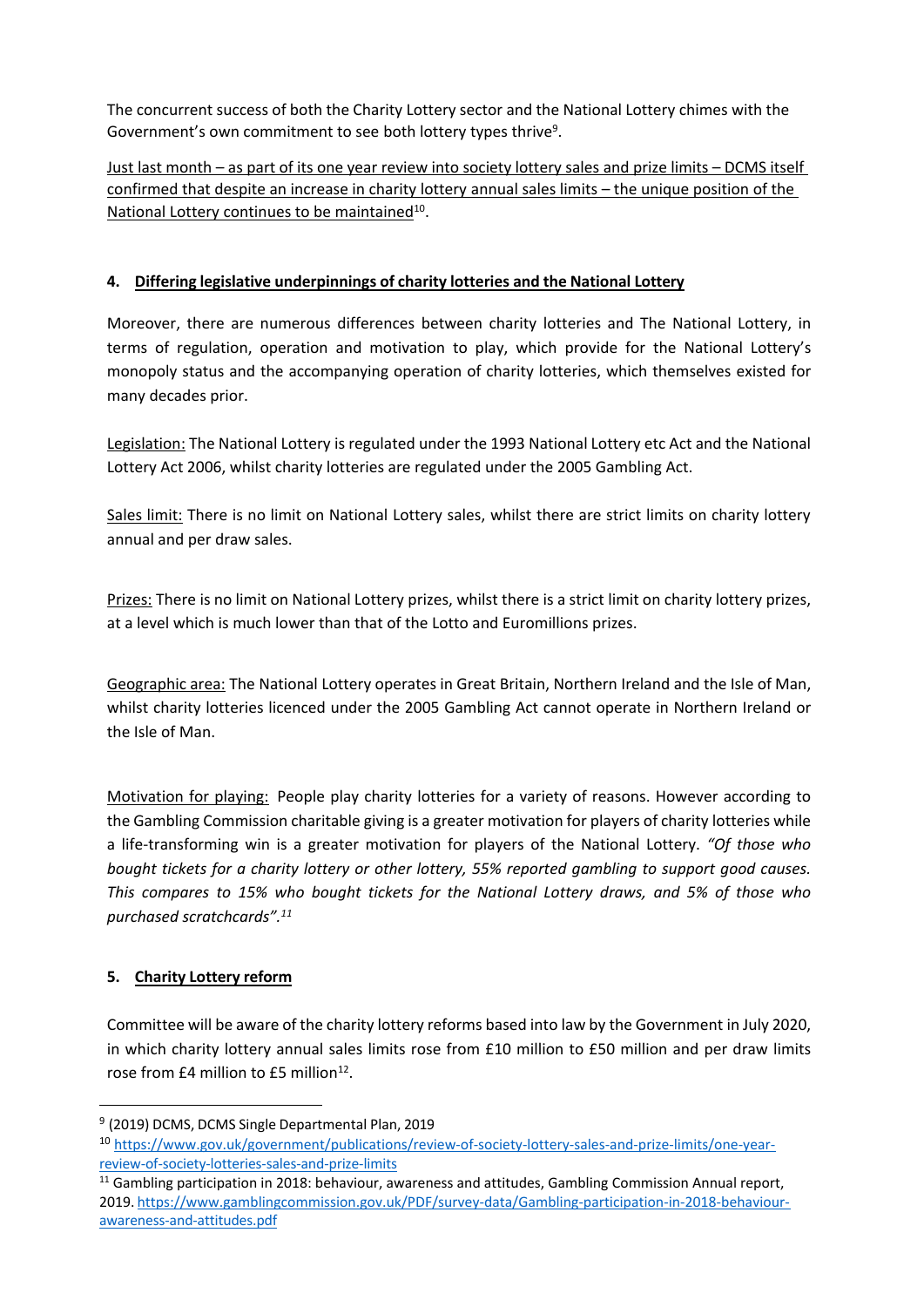The concurrent success of both the Charity Lottery sector and the National Lottery chimes with the Government's own commitment to see both lottery types thrive[9].

Just last month – as part of its one year review into society lottery sales and prize limits – DCMS itself confirmed that despite an increase in charity lottery annual sales limits – the unique position of the National Lottery continues to be maintained[10].

## 4. Differing legislative underpinnings of charity lotteries and the National Lottery

Moreover, there are numerous differences between charity lotteries and The National Lottery, in terms of regulation, operation and motivation to play, which provide for the National Lottery's monopoly status and the accompanying operation of charity lotteries, which themselves existed for many decades prior.

Legislation: The National Lottery is regulated under the 1993 National Lottery etc Act and the National Lottery Act 2006, whilst charity lotteries are regulated under the 2005 Gambling Act.

Sales limit: There is no limit on National Lottery sales, whilst there are strict limits on charity lottery annual and per draw sales.

Prizes: There is no limit on National Lottery prizes, whilst there is a strict limit on charity lottery prizes, at a level which is much lower than that of the Lotto and Euromillions prizes.

Geographic area: The National Lottery operates in Great Britain, Northern Ireland and the Isle of Man, whilst charity lotteries licenced under the 2005 Gambling Act cannot operate in Northern Ireland or the Isle of Man.

Motivation for playing: People play charity lotteries for a variety of reasons. However according to the Gambling Commission charitable giving is a greater motivation for players of charity lotteries while a life-transforming win is a greater motivation for players of the National Lottery. *"Of those who bought tickets for a charity lottery or other lottery, 55% reported gambling to support good causes. This compares to 15% who bought tickets for the National Lottery draws, and 5% of those who purchased scratchcards".*[11]

## 5. Charity Lottery reform

Committee will be aware of the charity lottery reforms based into law by the Government in July 2020, in which charity lottery annual sales limits rose from £10 million to £50 million and per draw limits rose from £4 million to £5 million[12].

---

[9] (2019) DCMS, DCMS Single Departmental Plan, 2019

[10] https://www.gov.uk/government/publications/review-of-society-lottery-sales-and-prize-limits/one-year-review-of-society-lotteries-sales-and-prize-limits

[11] Gambling participation in 2018: behaviour, awareness and attitudes, Gambling Commission Annual report, 2019. https://www.gamblingcommission.gov.uk/PDF/survey-data/Gambling-participation-in-2018-behaviour-awareness-and-attitudes.pdf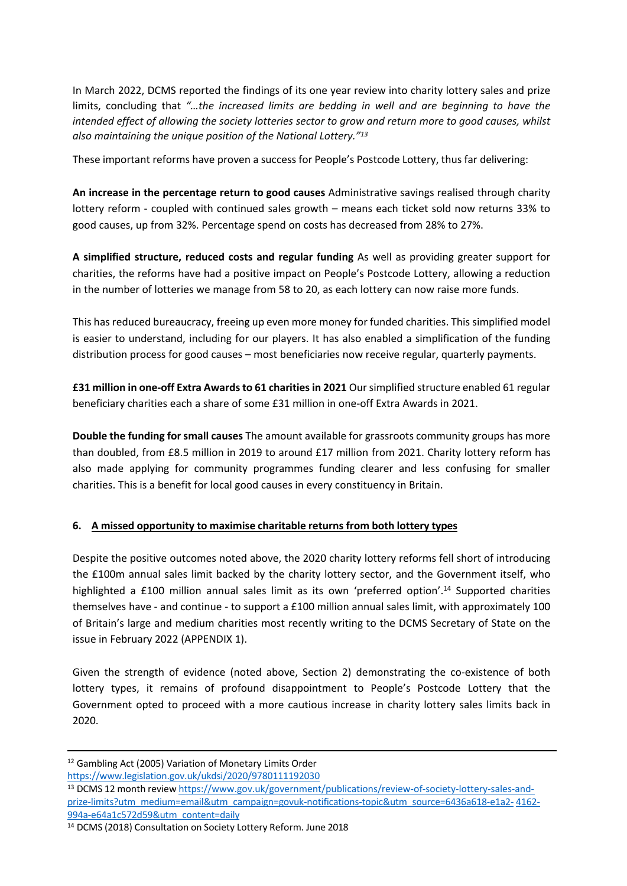In March 2022, DCMS reported the findings of its one year review into charity lottery sales and prize limits, concluding that *"…the increased limits are bedding in well and are beginning to have the intended effect of allowing the society lotteries sector to grow and return more to good causes, whilst also maintaining the unique position of the National Lottery."*[13]

These important reforms have proven a success for People's Postcode Lottery, thus far delivering:

**An increase in the percentage return to good causes** Administrative savings realised through charity lottery reform - coupled with continued sales growth – means each ticket sold now returns 33% to good causes, up from 32%. Percentage spend on costs has decreased from 28% to 27%.

**A simplified structure, reduced costs and regular funding** As well as providing greater support for charities, the reforms have had a positive impact on People's Postcode Lottery, allowing a reduction in the number of lotteries we manage from 58 to 20, as each lottery can now raise more funds.

This has reduced bureaucracy, freeing up even more money for funded charities. This simplified model is easier to understand, including for our players. It has also enabled a simplification of the funding distribution process for good causes – most beneficiaries now receive regular, quarterly payments.

**£31 million in one-off Extra Awards to 61 charities in 2021** Our simplified structure enabled 61 regular beneficiary charities each a share of some £31 million in one-off Extra Awards in 2021.

**Double the funding for small causes** The amount available for grassroots community groups has more than doubled, from £8.5 million in 2019 to around £17 million from 2021. Charity lottery reform has also made applying for community programmes funding clearer and less confusing for smaller charities. This is a benefit for local good causes in every constituency in Britain.

## 6. A missed opportunity to maximise charitable returns from both lottery types

Despite the positive outcomes noted above, the 2020 charity lottery reforms fell short of introducing the £100m annual sales limit backed by the charity lottery sector, and the Government itself, who highlighted a £100 million annual sales limit as its own 'preferred option'.[14] Supported charities themselves have - and continue - to support a £100 million annual sales limit, with approximately 100 of Britain's large and medium charities most recently writing to the DCMS Secretary of State on the issue in February 2022 (APPENDIX 1).

Given the strength of evidence (noted above, Section 2) demonstrating the co-existence of both lottery types, it remains of profound disappointment to People's Postcode Lottery that the Government opted to proceed with a more cautious increase in charity lottery sales limits back in 2020.

---

[12] Gambling Act (2005) Variation of Monetary Limits Order https://www.legislation.gov.uk/ukdsi/2020/9780111192030

[13] DCMS 12 month review https://www.gov.uk/government/publications/review-of-society-lottery-sales-and-prize-limits?utm_medium=email&utm_campaign=govuk-notifications-topic&utm_source=6436a618-e1a2-4162-994a-e64a1c572d59&utm_content=daily

[14] DCMS (2018) Consultation on Society Lottery Reform. June 2018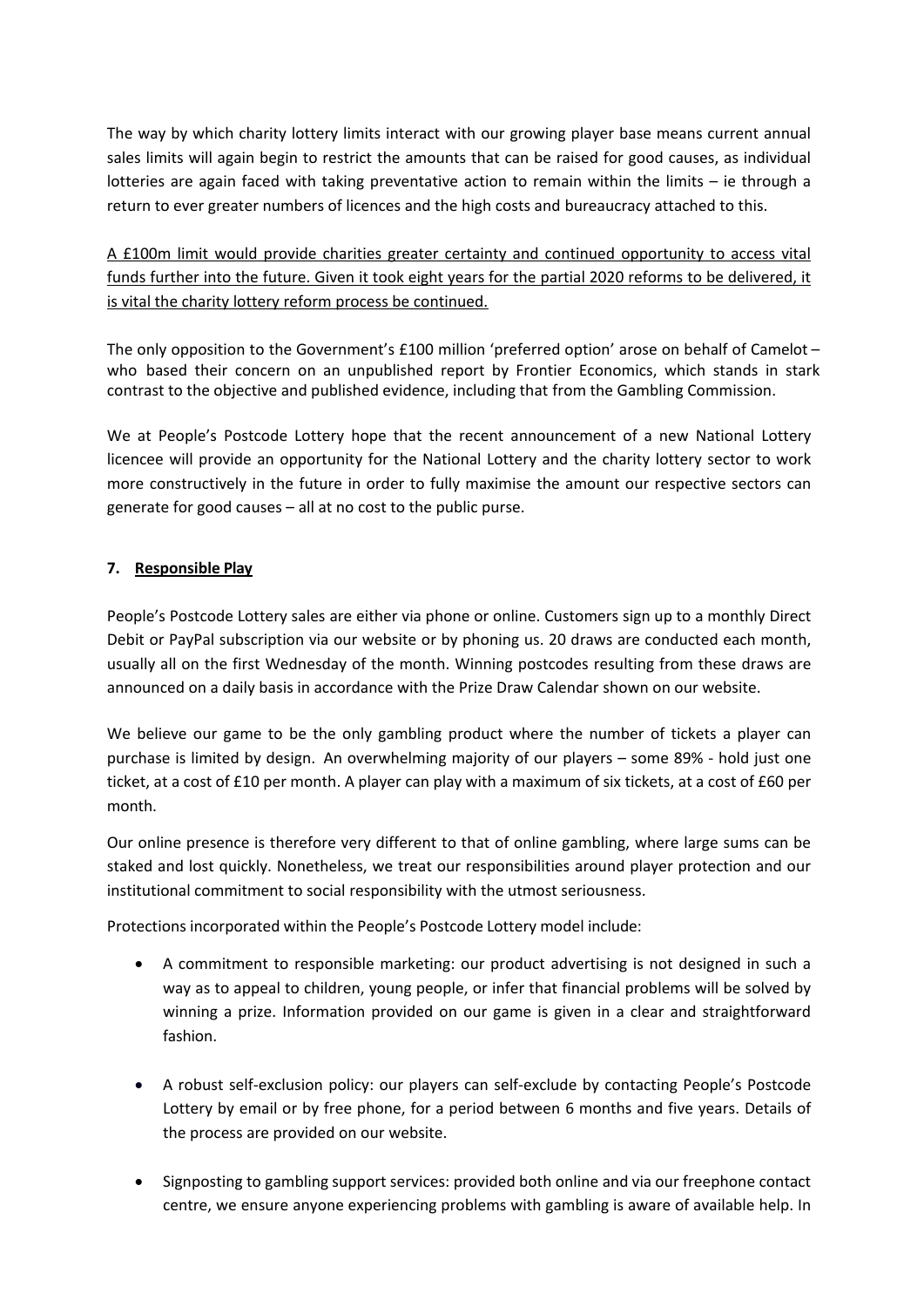The way by which charity lottery limits interact with our growing player base means current annual sales limits will again begin to restrict the amounts that can be raised for good causes, as individual lotteries are again faced with taking preventative action to remain within the limits – ie through a return to ever greater numbers of licences and the high costs and bureaucracy attached to this.

<u>A £100m limit would provide charities greater certainty and continued opportunity to access vital funds further into the future. Given it took eight years for the partial 2020 reforms to be delivered, it is vital the charity lottery reform process be continued.</u>

The only opposition to the Government's £100 million 'preferred option' arose on behalf of Camelot – who based their concern on an unpublished report by Frontier Economics, which stands in stark contrast to the objective and published evidence, including that from the Gambling Commission.

We at People's Postcode Lottery hope that the recent announcement of a new National Lottery licencee will provide an opportunity for the National Lottery and the charity lottery sector to work more constructively in the future in order to fully maximise the amount our respective sectors can generate for good causes – all at no cost to the public purse.

## 7. Responsible Play

People's Postcode Lottery sales are either via phone or online. Customers sign up to a monthly Direct Debit or PayPal subscription via our website or by phoning us. 20 draws are conducted each month, usually all on the first Wednesday of the month. Winning postcodes resulting from these draws are announced on a daily basis in accordance with the Prize Draw Calendar shown on our website.

We believe our game to be the only gambling product where the number of tickets a player can purchase is limited by design. An overwhelming majority of our players – some 89% - hold just one ticket, at a cost of £10 per month. A player can play with a maximum of six tickets, at a cost of £60 per month.

Our online presence is therefore very different to that of online gambling, where large sums can be staked and lost quickly. Nonetheless, we treat our responsibilities around player protection and our institutional commitment to social responsibility with the utmost seriousness.

Protections incorporated within the People's Postcode Lottery model include:

- A commitment to responsible marketing: our product advertising is not designed in such a way as to appeal to children, young people, or infer that financial problems will be solved by winning a prize. Information provided on our game is given in a clear and straightforward fashion.
- A robust self-exclusion policy: our players can self-exclude by contacting People's Postcode Lottery by email or by free phone, for a period between 6 months and five years. Details of the process are provided on our website.
- Signposting to gambling support services: provided both online and via our freephone contact centre, we ensure anyone experiencing problems with gambling is aware of available help. In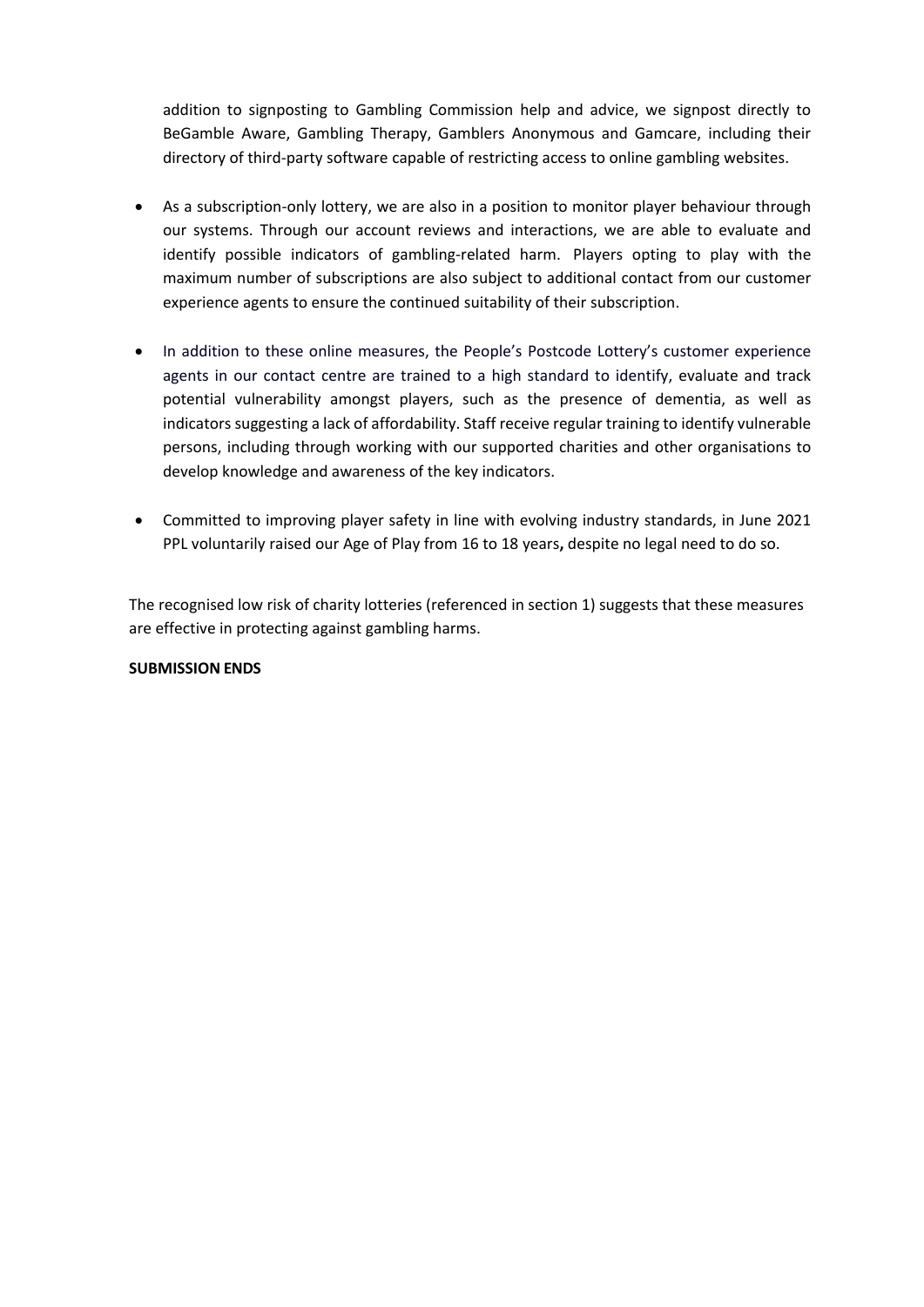addition to signposting to Gambling Commission help and advice, we signpost directly to BeGamble Aware, Gambling Therapy, Gamblers Anonymous and Gamcare, including their directory of third-party software capable of restricting access to online gambling websites.

- As a subscription-only lottery, we are also in a position to monitor player behaviour through our systems. Through our account reviews and interactions, we are able to evaluate and identify possible indicators of gambling-related harm. Players opting to play with the maximum number of subscriptions are also subject to additional contact from our customer experience agents to ensure the continued suitability of their subscription.

- In addition to these online measures, the People's Postcode Lottery's customer experience agents in our contact centre are trained to a high standard to identify, evaluate and track potential vulnerability amongst players, such as the presence of dementia, as well as indicators suggesting a lack of affordability. Staff receive regular training to identify vulnerable persons, including through working with our supported charities and other organisations to develop knowledge and awareness of the key indicators.

- Committed to improving player safety in line with evolving industry standards, in June 2021 PPL voluntarily raised our Age of Play from 16 to 18 years**,** despite no legal need to do so.

The recognised low risk of charity lotteries (referenced in section 1) suggests that these measures are effective in protecting against gambling harms.

**SUBMISSION ENDS**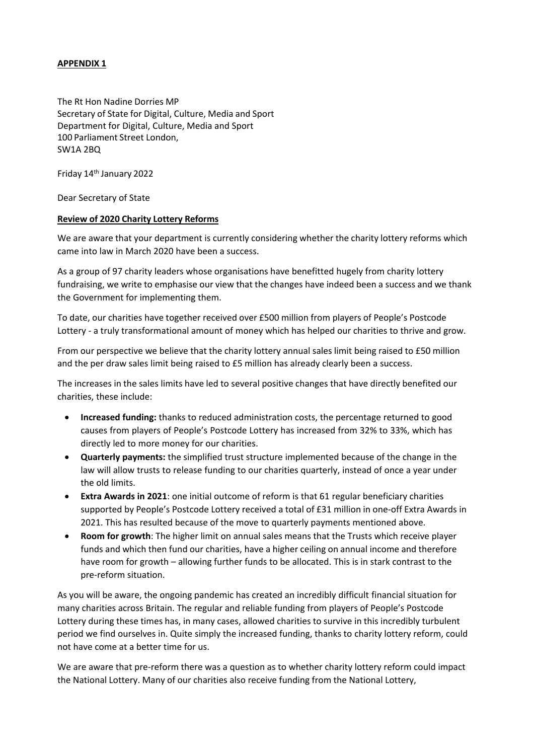**APPENDIX 1**

The Rt Hon Nadine Dorries MP
Secretary of State for Digital, Culture, Media and Sport
Department for Digital, Culture, Media and Sport
100 Parliament Street London,
SW1A 2BQ

Friday 14th January 2022

Dear Secretary of State

**Review of 2020 Charity Lottery Reforms**

We are aware that your department is currently considering whether the charity lottery reforms which came into law in March 2020 have been a success.

As a group of 97 charity leaders whose organisations have benefitted hugely from charity lottery fundraising, we write to emphasise our view that the changes have indeed been a success and we thank the Government for implementing them.

To date, our charities have together received over £500 million from players of People's Postcode Lottery - a truly transformational amount of money which has helped our charities to thrive and grow.

From our perspective we believe that the charity lottery annual sales limit being raised to £50 million and the per draw sales limit being raised to £5 million has already clearly been a success.

The increases in the sales limits have led to several positive changes that have directly benefited our charities, these include:

- **Increased funding:** thanks to reduced administration costs, the percentage returned to good causes from players of People's Postcode Lottery has increased from 32% to 33%, which has directly led to more money for our charities.
- **Quarterly payments:** the simplified trust structure implemented because of the change in the law will allow trusts to release funding to our charities quarterly, instead of once a year under the old limits.
- **Extra Awards in 2021**: one initial outcome of reform is that 61 regular beneficiary charities supported by People's Postcode Lottery received a total of £31 million in one-off Extra Awards in 2021. This has resulted because of the move to quarterly payments mentioned above.
- **Room for growth**: The higher limit on annual sales means that the Trusts which receive player funds and which then fund our charities, have a higher ceiling on annual income and therefore have room for growth – allowing further funds to be allocated. This is in stark contrast to the pre-reform situation.

As you will be aware, the ongoing pandemic has created an incredibly difficult financial situation for many charities across Britain. The regular and reliable funding from players of People's Postcode Lottery during these times has, in many cases, allowed charities to survive in this incredibly turbulent period we find ourselves in. Quite simply the increased funding, thanks to charity lottery reform, could not have come at a better time for us.

We are aware that pre-reform there was a question as to whether charity lottery reform could impact the National Lottery. Many of our charities also receive funding from the National Lottery,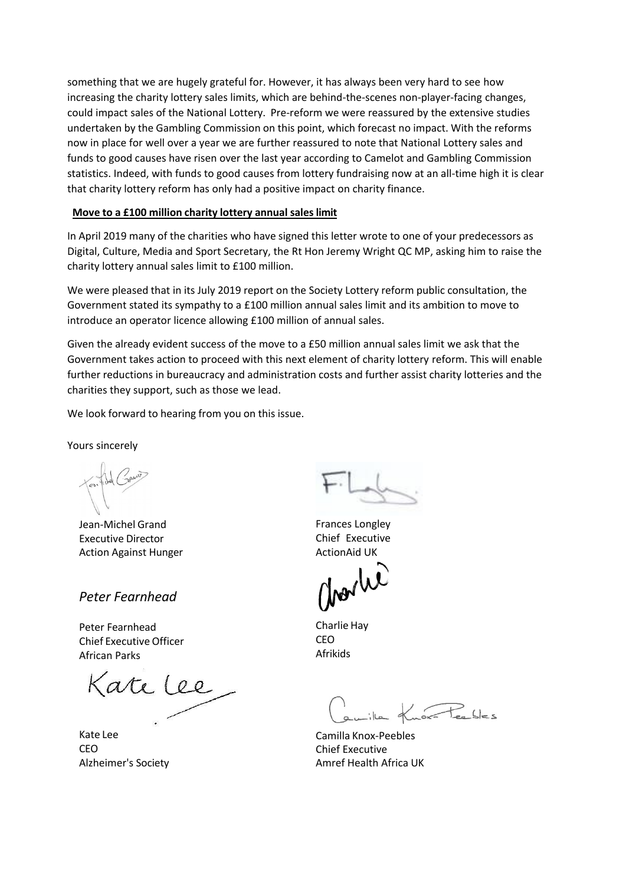something that we are hugely grateful for. However, it has always been very hard to see how increasing the charity lottery sales limits, which are behind-the-scenes non-player-facing changes, could impact sales of the National Lottery. Pre-reform we were reassured by the extensive studies undertaken by the Gambling Commission on this point, which forecast no impact. With the reforms now in place for well over a year we are further reassured to note that National Lottery sales and funds to good causes have risen over the last year according to Camelot and Gambling Commission statistics. Indeed, with funds to good causes from lottery fundraising now at an all-time high it is clear that charity lottery reform has only had a positive impact on charity finance.

**Move to a £100 million charity lottery annual sales limit**

In April 2019 many of the charities who have signed this letter wrote to one of your predecessors as Digital, Culture, Media and Sport Secretary, the Rt Hon Jeremy Wright QC MP, asking him to raise the charity lottery annual sales limit to £100 million.

We were pleased that in its July 2019 report on the Society Lottery reform public consultation, the Government stated its sympathy to a £100 million annual sales limit and its ambition to move to introduce an operator licence allowing £100 million of annual sales.

Given the already evident success of the move to a £50 million annual sales limit we ask that the Government takes action to proceed with this next element of charity lottery reform. This will enable further reductions in bureaucracy and administration costs and further assist charity lotteries and the charities they support, such as those we lead.

We look forward to hearing from you on this issue.

Yours sincerely

Jean-Michel Grand
Executive Director
Action Against Hunger

Frances Longley
Chief Executive
ActionAid UK

*Peter Fearnhead*

Peter Fearnhead
Chief Executive Officer
African Parks

Charlie Hay
CEO
Afrikids

Kate Lee
CEO
Alzheimer's Society

Camilla Knox-Peebles
Chief Executive
Amref Health Africa UK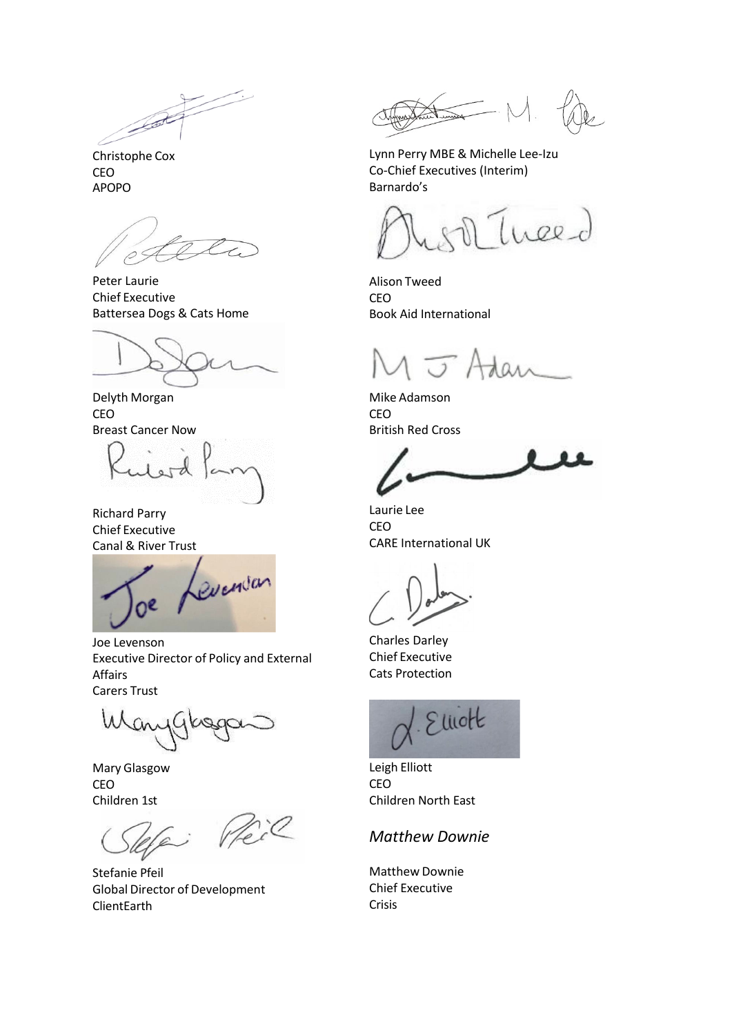Christophe Cox
CEO
APOPO

Lynn Perry MBE & Michelle Lee-Izu
Co-Chief Executives (Interim)
Barnardo's

Peter Laurie
Chief Executive
Battersea Dogs & Cats Home

Alison Tweed
CEO
Book Aid International

Delyth Morgan
CEO
Breast Cancer Now

Mike Adamson
CEO
British Red Cross

Richard Parry
Chief Executive
Canal & River Trust

Laurie Lee
CEO
CARE International UK

Joe Levenson
Executive Director of Policy and External Affairs
Carers Trust

Charles Darley
Chief Executive
Cats Protection

Mary Glasgow
CEO
Children 1st

Leigh Elliott
CEO
Children North East

Stefanie Pfeil
Global Director of Development
ClientEarth

*Matthew Downie*

Matthew Downie
Chief Executive
Crisis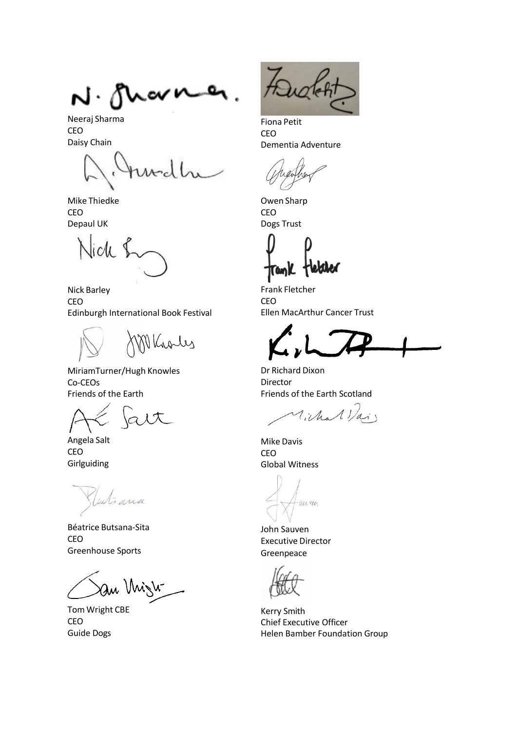Neeraj Sharma
CEO
Daisy Chain

Fiona Petit
CEO
Dementia Adventure

Mike Thiedke
CEO
Depaul UK

Owen Sharp
CEO
Dogs Trust

Nick Barley
CEO
Edinburgh International Book Festival

Frank Fletcher
CEO
Ellen MacArthur Cancer Trust

MiriamTurner/Hugh Knowles
Co-CEOs
Friends of the Earth

Dr Richard Dixon
Director
Friends of the Earth Scotland

Angela Salt
CEO
Girlguiding

Mike Davis
CEO
Global Witness

Béatrice Butsana-Sita
CEO
Greenhouse Sports

John Sauven
Executive Director
Greenpeace

Tom Wright CBE
CEO
Guide Dogs

Kerry Smith
Chief Executive Officer
Helen Bamber Foundation Group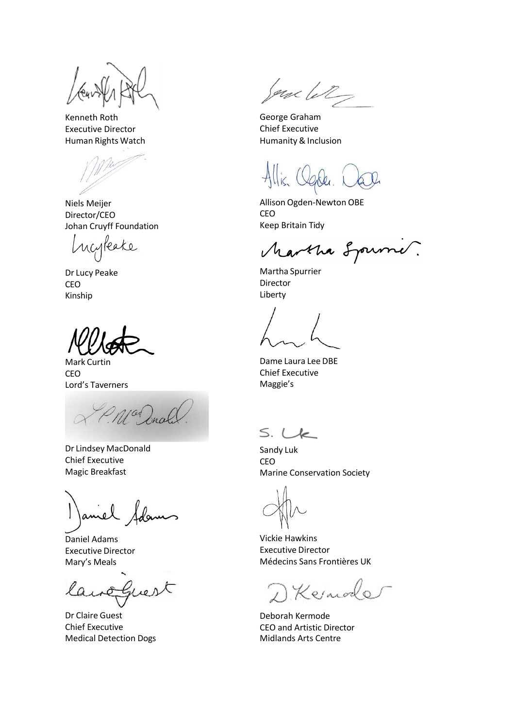Kenneth Roth
Executive Director
Human Rights Watch

George Graham
Chief Executive
Humanity & Inclusion

Niels Meijer
Director/CEO
Johan Cruyff Foundation

Allison Ogden-Newton OBE
CEO
Keep Britain Tidy

Dr Lucy Peake
CEO
Kinship

Martha Spurrier
Director
Liberty

Mark Curtin
CEO
Lord's Taverners

Dame Laura Lee DBE
Chief Executive
Maggie's

Dr Lindsey MacDonald
Chief Executive
Magic Breakfast

Sandy Luk
CEO
Marine Conservation Society

Daniel Adams
Executive Director
Mary's Meals

Vickie Hawkins
Executive Director
Médecins Sans Frontières UK

Dr Claire Guest
Chief Executive
Medical Detection Dogs

Deborah Kermode
CEO and Artistic Director
Midlands Arts Centre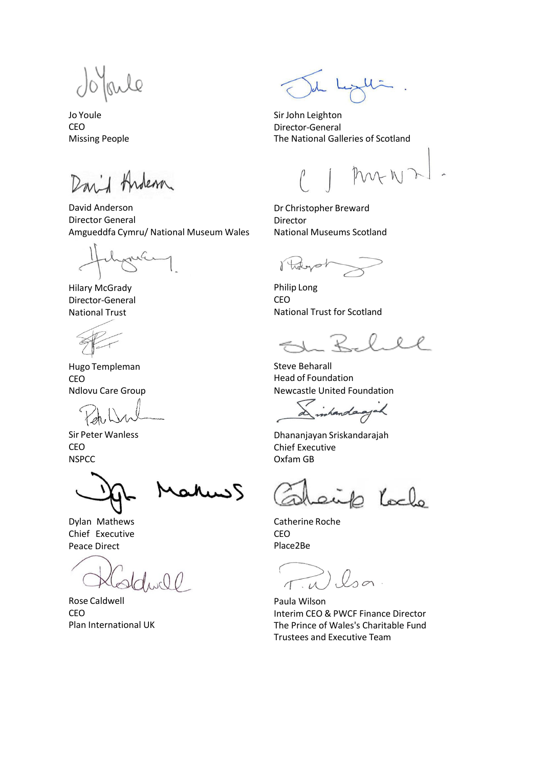Jo Youle
CEO
Missing People

Sir John Leighton
Director-General
The National Galleries of Scotland

David Anderson
Director General
Amgueddfa Cymru/ National Museum Wales

Dr Christopher Breward
Director
National Museums Scotland

Hilary McGrady
Director-General
National Trust

Philip Long
CEO
National Trust for Scotland

Hugo Templeman
CEO
Ndlovu Care Group

Steve Beharall
Head of Foundation
Newcastle United Foundation

Sir Peter Wanless
CEO
NSPCC

Dhananjayan Sriskandarajah
Chief Executive
Oxfam GB

Dylan Mathews
Chief Executive
Peace Direct

Catherine Roche
CEO
Place2Be

Rose Caldwell
CEO
Plan International UK

Paula Wilson
Interim CEO & PWCF Finance Director
The Prince of Wales's Charitable Fund
Trustees and Executive Team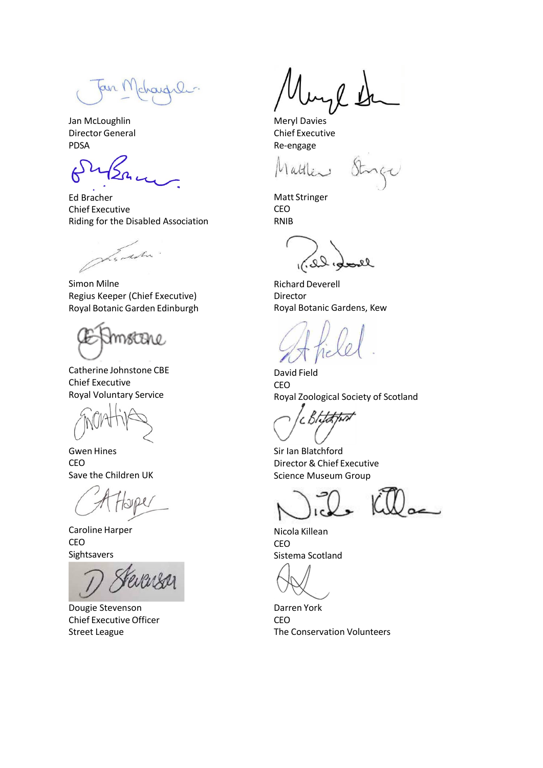Jan McLoughlin
Director General
PDSA

Meryl Davies
Chief Executive
Re-engage

Ed Bracher
Chief Executive
Riding for the Disabled Association

Matt Stringer
CEO
RNIB

Simon Milne
Regius Keeper (Chief Executive)
Royal Botanic Garden Edinburgh

Richard Deverell
Director
Royal Botanic Gardens, Kew

Catherine Johnstone CBE
Chief Executive
Royal Voluntary Service

David Field
CEO
Royal Zoological Society of Scotland

Gwen Hines
CEO
Save the Children UK

Sir Ian Blatchford
Director & Chief Executive
Science Museum Group

Caroline Harper
CEO
Sightsavers

Nicola Killean
CEO
Sistema Scotland

Dougie Stevenson
Chief Executive Officer
Street League

Darren York
CEO
The Conservation Volunteers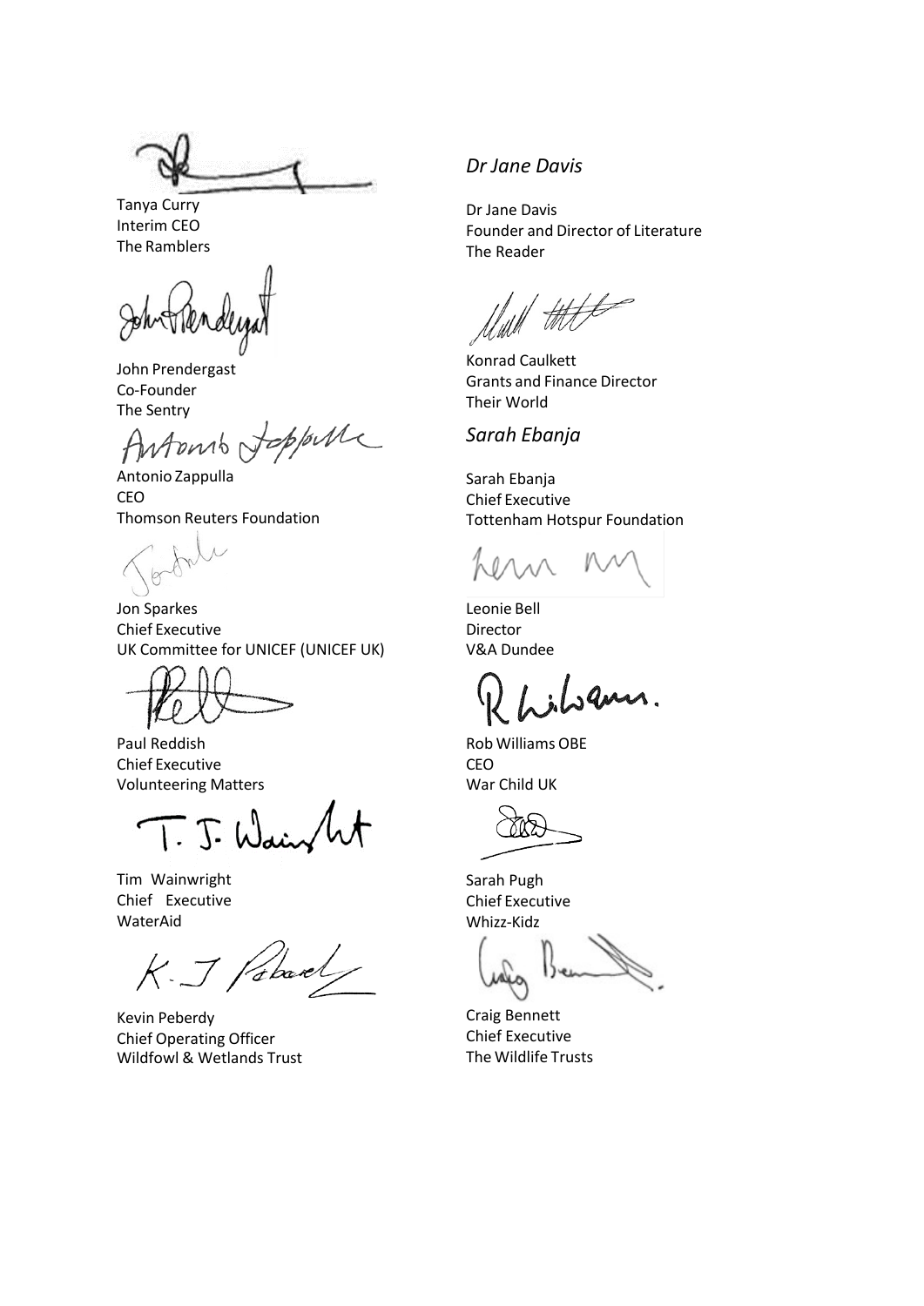Tanya Curry
Interim CEO
The Ramblers

John Prendergast
Co-Founder
The Sentry

Antonio Zappulla
CEO
Thomson Reuters Foundation

Jon Sparkes
Chief Executive
UK Committee for UNICEF (UNICEF UK)

Paul Reddish
Chief Executive
Volunteering Matters

Tim Wainwright
Chief Executive
WaterAid

Kevin Peberdy
Chief Operating Officer
Wildfowl & Wetlands Trust

*Dr Jane Davis*

Dr Jane Davis
Founder and Director of Literature
The Reader

Konrad Caulkett
Grants and Finance Director
Their World

*Sarah Ebanja*

Sarah Ebanja
Chief Executive
Tottenham Hotspur Foundation

Leonie Bell
Director
V&A Dundee

Rob Williams OBE
CEO
War Child UK

Sarah Pugh
Chief Executive
Whizz-Kidz

Craig Bennett
Chief Executive
The Wildlife Trusts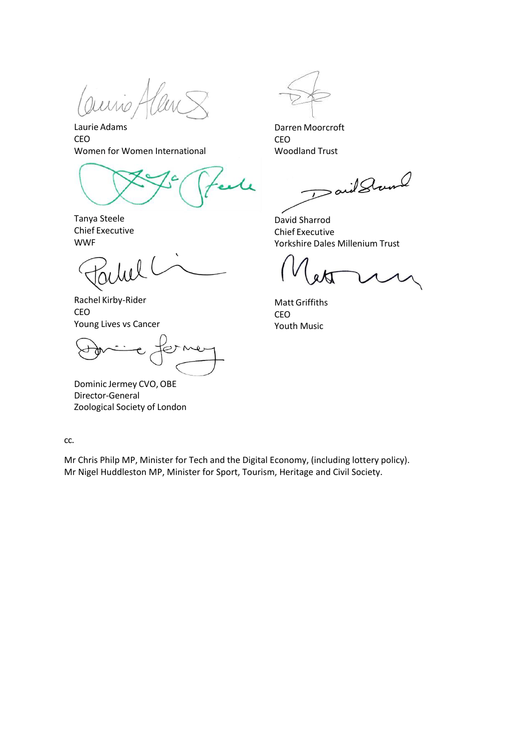Laurie Adams
CEO
Women for Women International

Darren Moorcroft
CEO
Woodland Trust

Tanya Steele
Chief Executive
WWF

David Sharrod
Chief Executive
Yorkshire Dales Millenium Trust

Rachel Kirby-Rider
CEO
Young Lives vs Cancer

Matt Griffiths
CEO
Youth Music

Dominic Jermey CVO, OBE
Director-General
Zoological Society of London

cc.

Mr Chris Philp MP, Minister for Tech and the Digital Economy, (including lottery policy).
Mr Nigel Huddleston MP, Minister for Sport, Tourism, Heritage and Civil Society.